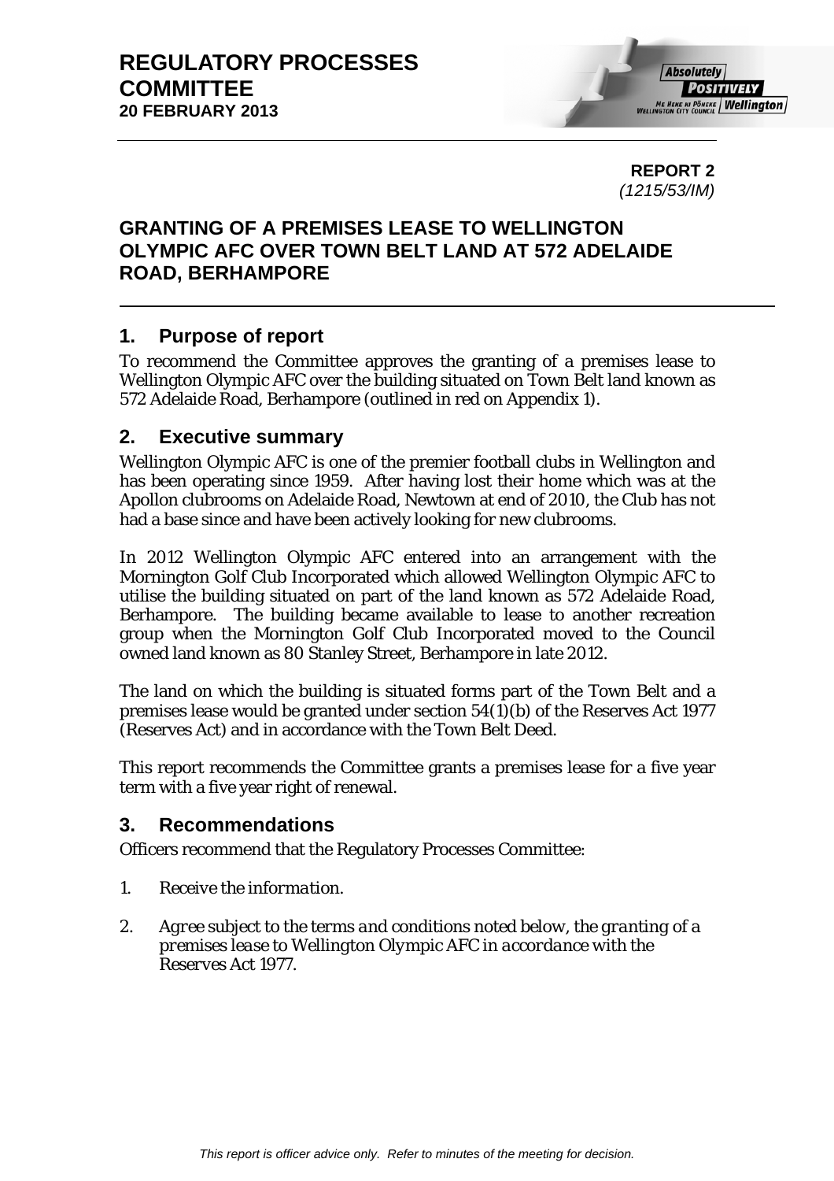# REGULATORY PROCESSES COMMITTEE
**20 FEBRUARY 2013**

**REPORT 2**
*(1215/53/IM)*

## GRANTING OF A PREMISES LEASE TO WELLINGTON OLYMPIC AFC OVER TOWN BELT LAND AT 572 ADELAIDE ROAD, BERHAMPORE

### 1. Purpose of report

To recommend the Committee approves the granting of a premises lease to Wellington Olympic AFC over the building situated on Town Belt land known as 572 Adelaide Road, Berhampore (outlined in red on Appendix 1).

### 2. Executive summary

Wellington Olympic AFC is one of the premier football clubs in Wellington and has been operating since 1959. After having lost their home which was at the Apollon clubrooms on Adelaide Road, Newtown at end of 2010, the Club has not had a base since and have been actively looking for new clubrooms.

In 2012 Wellington Olympic AFC entered into an arrangement with the Mornington Golf Club Incorporated which allowed Wellington Olympic AFC to utilise the building situated on part of the land known as 572 Adelaide Road, Berhampore. The building became available to lease to another recreation group when the Mornington Golf Club Incorporated moved to the Council owned land known as 80 Stanley Street, Berhampore in late 2012.

The land on which the building is situated forms part of the Town Belt and a premises lease would be granted under section 54(1)(b) of the Reserves Act 1977 (Reserves Act) and in accordance with the Town Belt Deed.

This report recommends the Committee grants a premises lease for a five year term with a five year right of renewal.

### 3. Recommendations

Officers recommend that the Regulatory Processes Committee:

1. *Receive the information.*

2. *Agree subject to the terms and conditions noted below, the granting of a premises lease to Wellington Olympic AFC in accordance with the Reserves Act 1977.*

*This report is officer advice only. Refer to minutes of the meeting for decision.*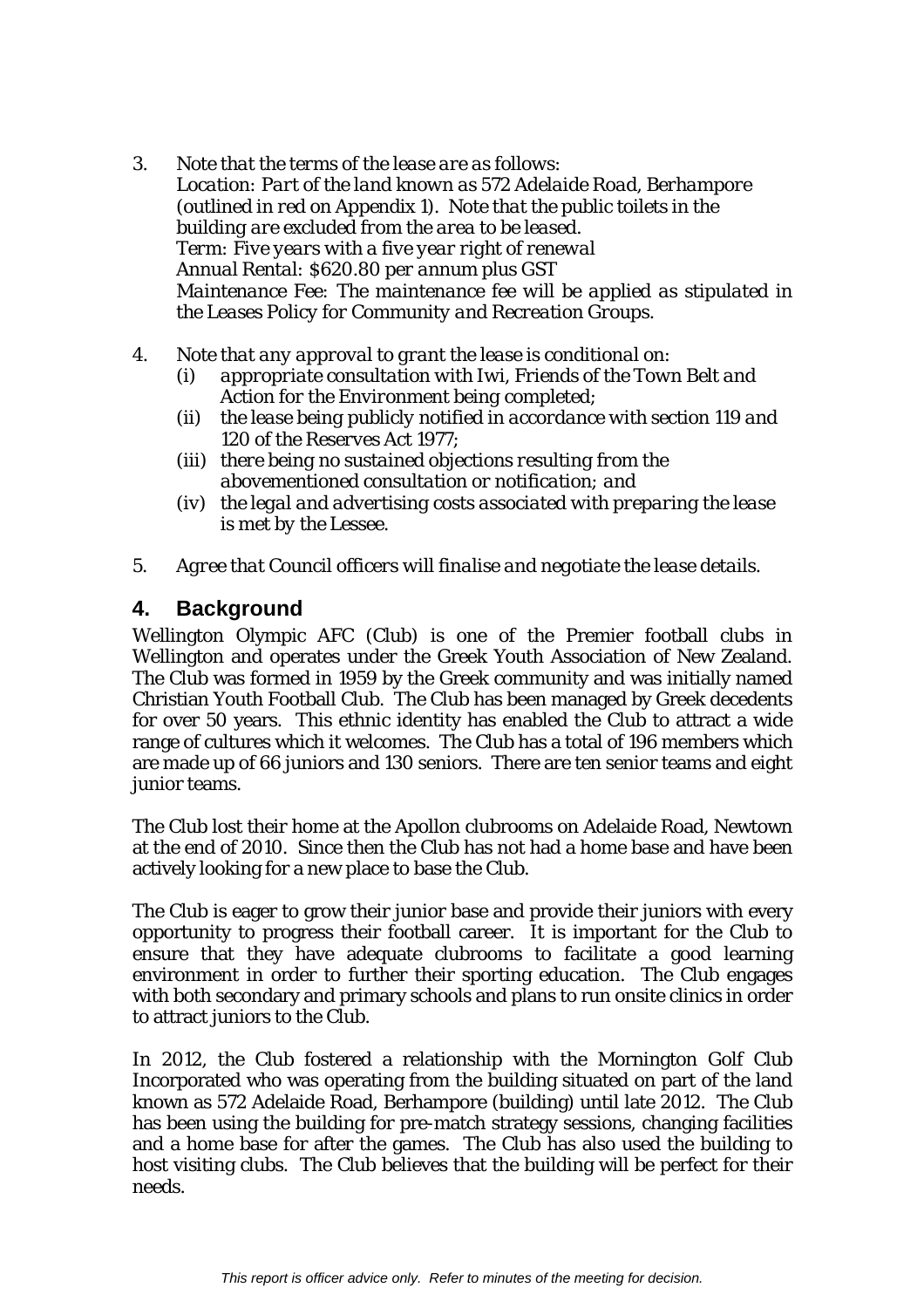3. *Note that the terms of the lease are as follows:*
   *Location: Part of the land known as 572 Adelaide Road, Berhampore (outlined in red on Appendix 1). Note that the public toilets in the building are excluded from the area to be leased.*
   *Term: Five years with a five year right of renewal*
   *Annual Rental: $620.80 per annum plus GST*
   *Maintenance Fee: The maintenance fee will be applied as stipulated in the Leases Policy for Community and Recreation Groups.*

4. *Note that any approval to grant the lease is conditional on:*
   (i) *appropriate consultation with Iwi, Friends of the Town Belt and Action for the Environment being completed;*
   (ii) *the lease being publicly notified in accordance with section 119 and 120 of the Reserves Act 1977;*
   (iii) *there being no sustained objections resulting from the abovementioned consultation or notification; and*
   (iv) *the legal and advertising costs associated with preparing the lease is met by the Lessee.*

5. *Agree that Council officers will finalise and negotiate the lease details.*

## 4. Background

Wellington Olympic AFC (Club) is one of the Premier football clubs in Wellington and operates under the Greek Youth Association of New Zealand. The Club was formed in 1959 by the Greek community and was initially named Christian Youth Football Club. The Club has been managed by Greek decedents for over 50 years. This ethnic identity has enabled the Club to attract a wide range of cultures which it welcomes. The Club has a total of 196 members which are made up of 66 juniors and 130 seniors. There are ten senior teams and eight junior teams.

The Club lost their home at the Apollon clubrooms on Adelaide Road, Newtown at the end of 2010. Since then the Club has not had a home base and have been actively looking for a new place to base the Club.

The Club is eager to grow their junior base and provide their juniors with every opportunity to progress their football career. It is important for the Club to ensure that they have adequate clubrooms to facilitate a good learning environment in order to further their sporting education. The Club engages with both secondary and primary schools and plans to run onsite clinics in order to attract juniors to the Club.

In 2012, the Club fostered a relationship with the Mornington Golf Club Incorporated who was operating from the building situated on part of the land known as 572 Adelaide Road, Berhampore (building) until late 2012. The Club has been using the building for pre-match strategy sessions, changing facilities and a home base for after the games. The Club has also used the building to host visiting clubs. The Club believes that the building will be perfect for their needs.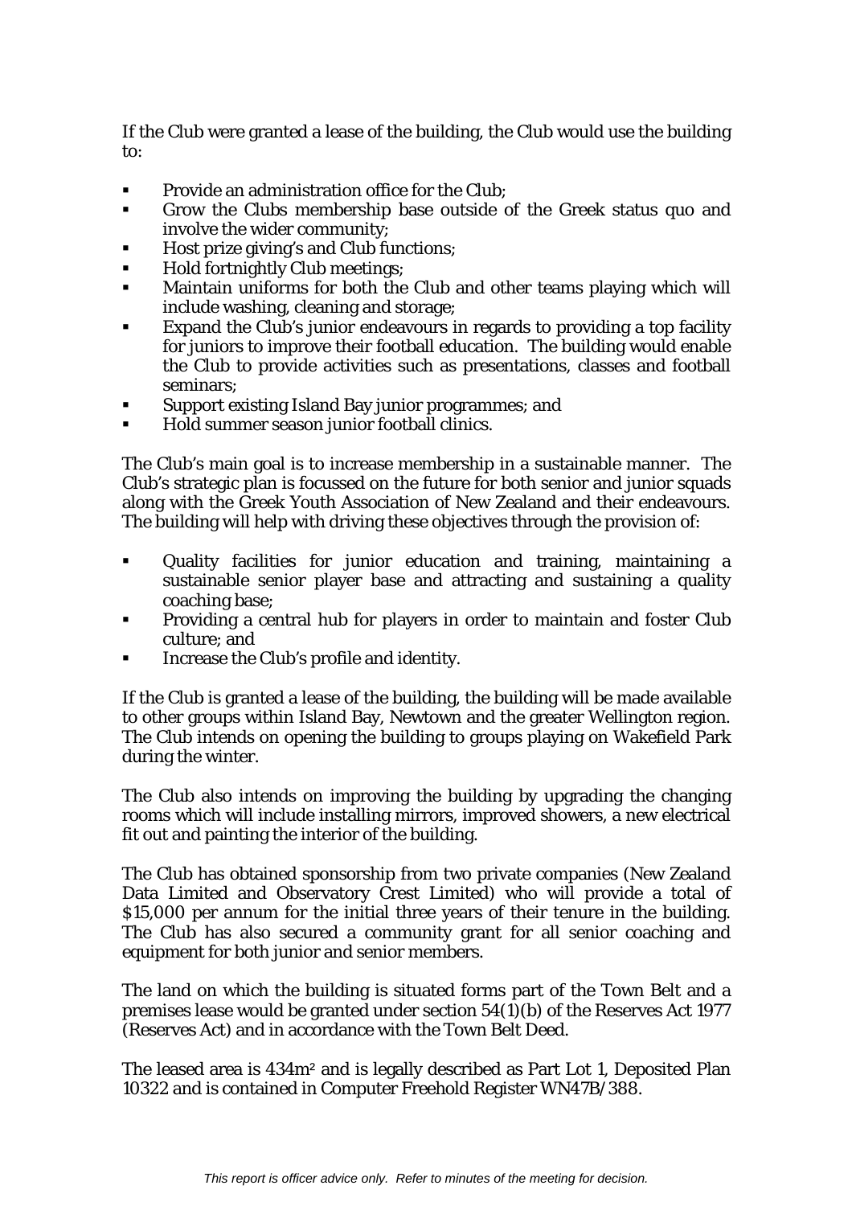If the Club were granted a lease of the building, the Club would use the building to:

- Provide an administration office for the Club;
- Grow the Clubs membership base outside of the Greek status quo and involve the wider community;
- Host prize giving's and Club functions;
- Hold fortnightly Club meetings;
- Maintain uniforms for both the Club and other teams playing which will include washing, cleaning and storage;
- Expand the Club's junior endeavours in regards to providing a top facility for juniors to improve their football education. The building would enable the Club to provide activities such as presentations, classes and football seminars;
- Support existing Island Bay junior programmes; and
- Hold summer season junior football clinics.

The Club's main goal is to increase membership in a sustainable manner. The Club's strategic plan is focussed on the future for both senior and junior squads along with the Greek Youth Association of New Zealand and their endeavours. The building will help with driving these objectives through the provision of:

- Quality facilities for junior education and training, maintaining a sustainable senior player base and attracting and sustaining a quality coaching base;
- Providing a central hub for players in order to maintain and foster Club culture; and
- Increase the Club's profile and identity.

If the Club is granted a lease of the building, the building will be made available to other groups within Island Bay, Newtown and the greater Wellington region. The Club intends on opening the building to groups playing on Wakefield Park during the winter.

The Club also intends on improving the building by upgrading the changing rooms which will include installing mirrors, improved showers, a new electrical fit out and painting the interior of the building.

The Club has obtained sponsorship from two private companies (New Zealand Data Limited and Observatory Crest Limited) who will provide a total of $15,000 per annum for the initial three years of their tenure in the building. The Club has also secured a community grant for all senior coaching and equipment for both junior and senior members.

The land on which the building is situated forms part of the Town Belt and a premises lease would be granted under section 54(1)(b) of the Reserves Act 1977 (Reserves Act) and in accordance with the Town Belt Deed.

The leased area is 434m² and is legally described as Part Lot 1, Deposited Plan 10322 and is contained in Computer Freehold Register WN47B/388.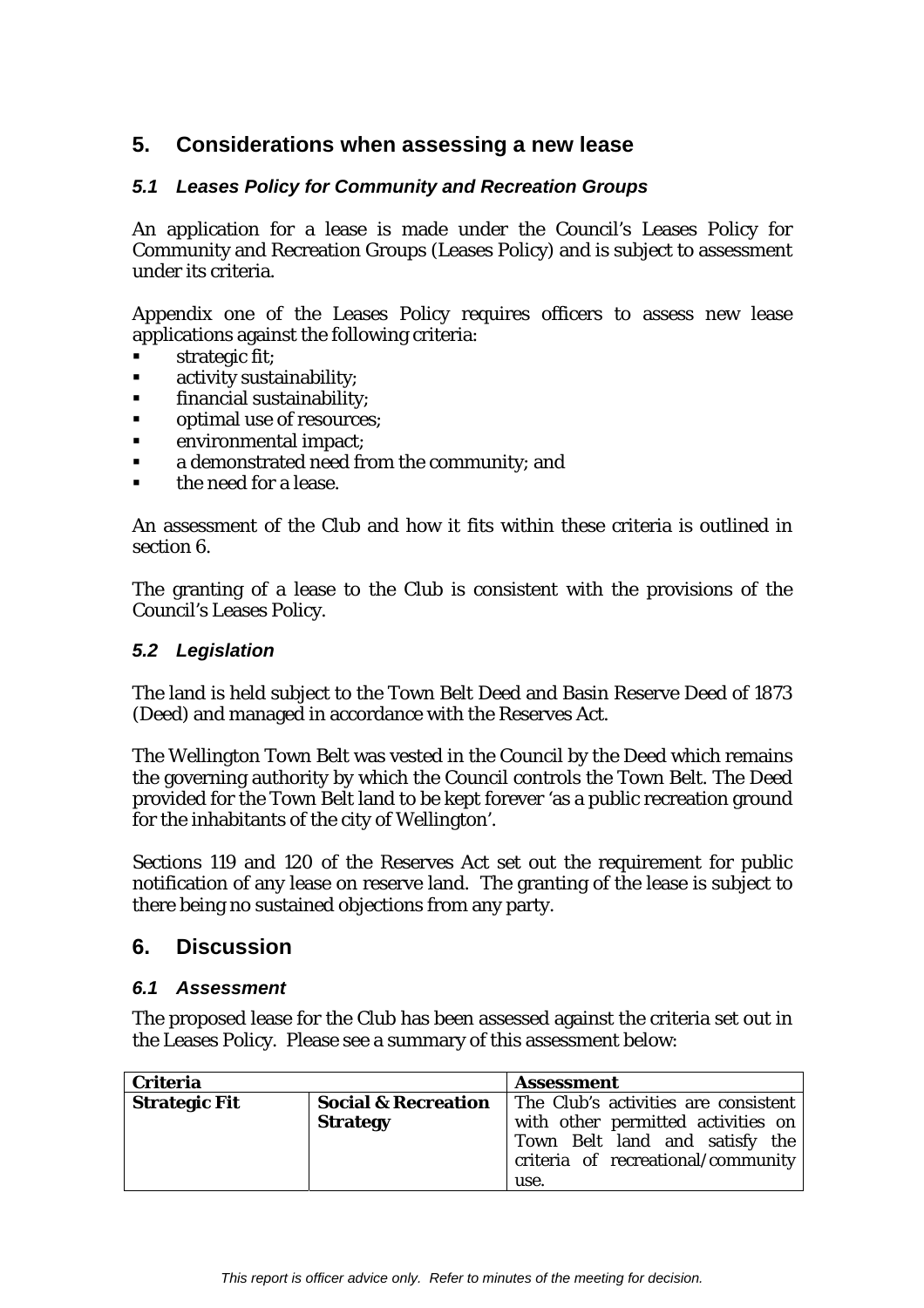## 5. Considerations when assessing a new lease

### *5.1 Leases Policy for Community and Recreation Groups*

An application for a lease is made under the Council's Leases Policy for Community and Recreation Groups (Leases Policy) and is subject to assessment under its criteria.

Appendix one of the Leases Policy requires officers to assess new lease applications against the following criteria:

- strategic fit;
- activity sustainability;
- financial sustainability;
- optimal use of resources;
- environmental impact;
- a demonstrated need from the community; and
- the need for a lease.

An assessment of the Club and how it fits within these criteria is outlined in section 6.

The granting of a lease to the Club is consistent with the provisions of the Council's Leases Policy.

### *5.2 Legislation*

The land is held subject to the Town Belt Deed and Basin Reserve Deed of 1873 (Deed) and managed in accordance with the Reserves Act.

The Wellington Town Belt was vested in the Council by the Deed which remains the governing authority by which the Council controls the Town Belt. The Deed provided for the Town Belt land to be kept forever 'as a public recreation ground for the inhabitants of the city of Wellington'.

Sections 119 and 120 of the Reserves Act set out the requirement for public notification of any lease on reserve land. The granting of the lease is subject to there being no sustained objections from any party.

## 6. Discussion

### *6.1 Assessment*

The proposed lease for the Club has been assessed against the criteria set out in the Leases Policy. Please see a summary of this assessment below:

| **Criteria** | | **Assessment** |
|---|---|---|
| **Strategic Fit** | **Social & Recreation Strategy** | The Club's activities are consistent with other permitted activities on Town Belt land and satisfy the criteria of recreational/community use. |

*This report is officer advice only. Refer to minutes of the meeting for decision.*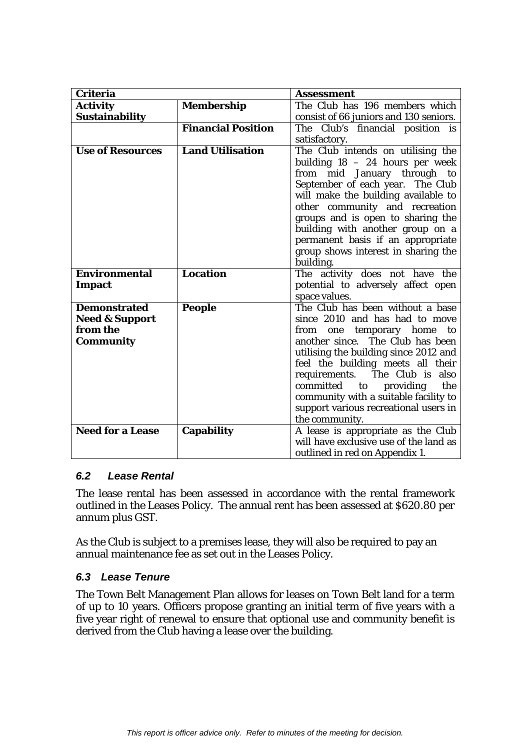| Criteria | | Assessment |
|---|---|---|
| **Activity Sustainability** | **Membership** | The Club has 196 members which consist of 66 juniors and 130 seniors. |
| | **Financial Position** | The Club's financial position is satisfactory. |
| **Use of Resources** | **Land Utilisation** | The Club intends on utilising the building 18 – 24 hours per week from mid January through to September of each year. The Club will make the building available to other community and recreation groups and is open to sharing the building with another group on a permanent basis if an appropriate group shows interest in sharing the building. |
| **Environmental Impact** | **Location** | The activity does not have the potential to adversely affect open space values. |
| **Demonstrated Need & Support from the Community** | **People** | The Club has been without a base since 2010 and has had to move from one temporary home to another since. The Club has been utilising the building since 2012 and feel the building meets all their requirements. The Club is also committed to providing the community with a suitable facility to support various recreational users in the community. |
| **Need for a Lease** | **Capability** | A lease is appropriate as the Club will have exclusive use of the land as outlined in red on Appendix 1. |

### *6.2 Lease Rental*

The lease rental has been assessed in accordance with the rental framework outlined in the Leases Policy. The annual rent has been assessed at $620.80 per annum plus GST.

As the Club is subject to a premises lease, they will also be required to pay an annual maintenance fee as set out in the Leases Policy.

### *6.3 Lease Tenure*

The Town Belt Management Plan allows for leases on Town Belt land for a term of up to 10 years. Officers propose granting an initial term of five years with a five year right of renewal to ensure that optional use and community benefit is derived from the Club having a lease over the building.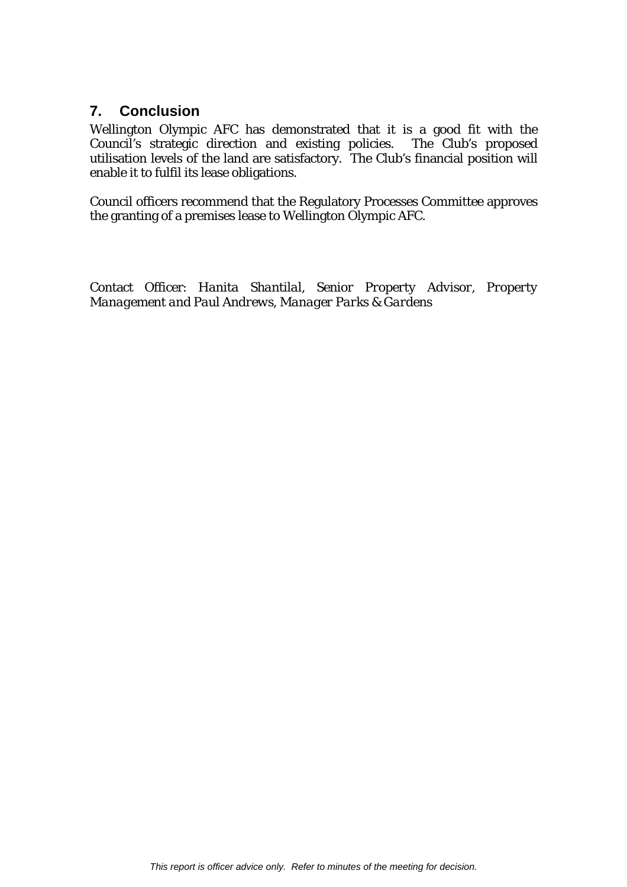## 7. Conclusion

Wellington Olympic AFC has demonstrated that it is a good fit with the Council's strategic direction and existing policies. The Club's proposed utilisation levels of the land are satisfactory. The Club's financial position will enable it to fulfil its lease obligations.

Council officers recommend that the Regulatory Processes Committee approves the granting of a premises lease to Wellington Olympic AFC.

*Contact Officer: Hanita Shantilal, Senior Property Advisor, Property Management and Paul Andrews, Manager Parks & Gardens*

*This report is officer advice only. Refer to minutes of the meeting for decision.*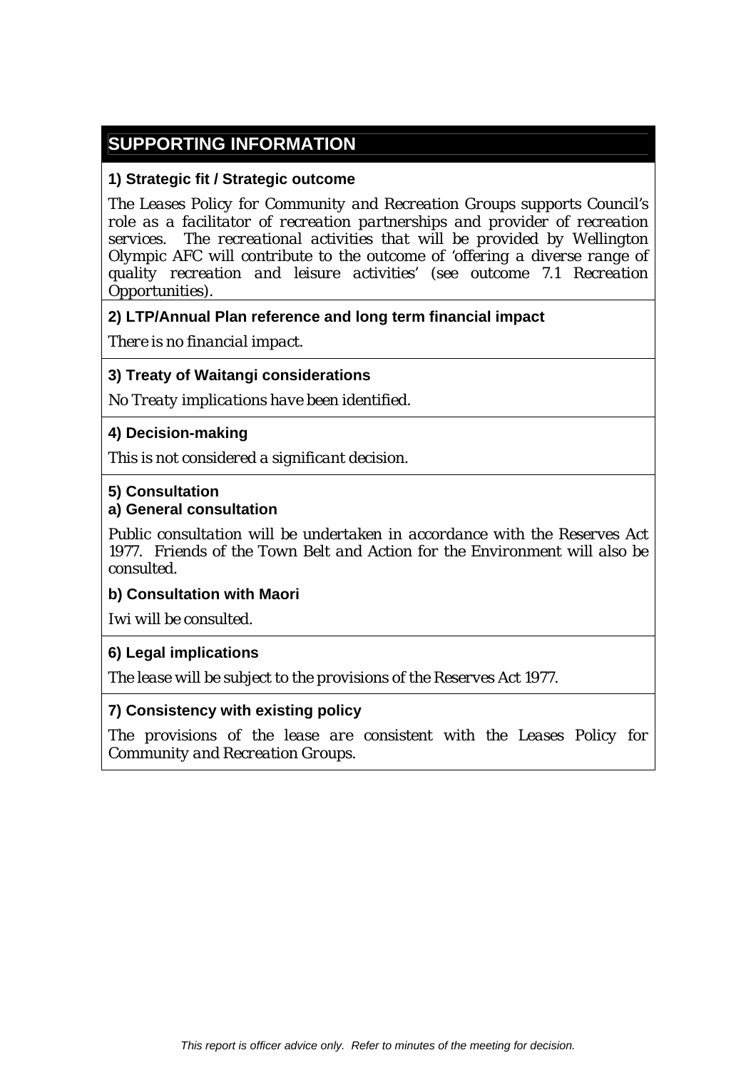## SUPPORTING INFORMATION

### 1) Strategic fit / Strategic outcome

*The Leases Policy for Community and Recreation Groups supports Council's role as a facilitator of recreation partnerships and provider of recreation services. The recreational activities that will be provided by Wellington Olympic AFC will contribute to the outcome of 'offering a diverse range of quality recreation and leisure activities' (see outcome 7.1 Recreation Opportunities).*

### 2) LTP/Annual Plan reference and long term financial impact

*There is no financial impact.*

### 3) Treaty of Waitangi considerations

*No Treaty implications have been identified.*

### 4) Decision-making

*This is not considered a significant decision.*

### 5) Consultation

#### a) General consultation

*Public consultation will be undertaken in accordance with the Reserves Act 1977. Friends of the Town Belt and Action for the Environment will also be consulted.*

#### b) Consultation with Maori

*Iwi will be consulted.*

### 6) Legal implications

*The lease will be subject to the provisions of the Reserves Act 1977.*

### 7) Consistency with existing policy

*The provisions of the lease are consistent with the Leases Policy for Community and Recreation Groups.*

*This report is officer advice only. Refer to minutes of the meeting for decision.*